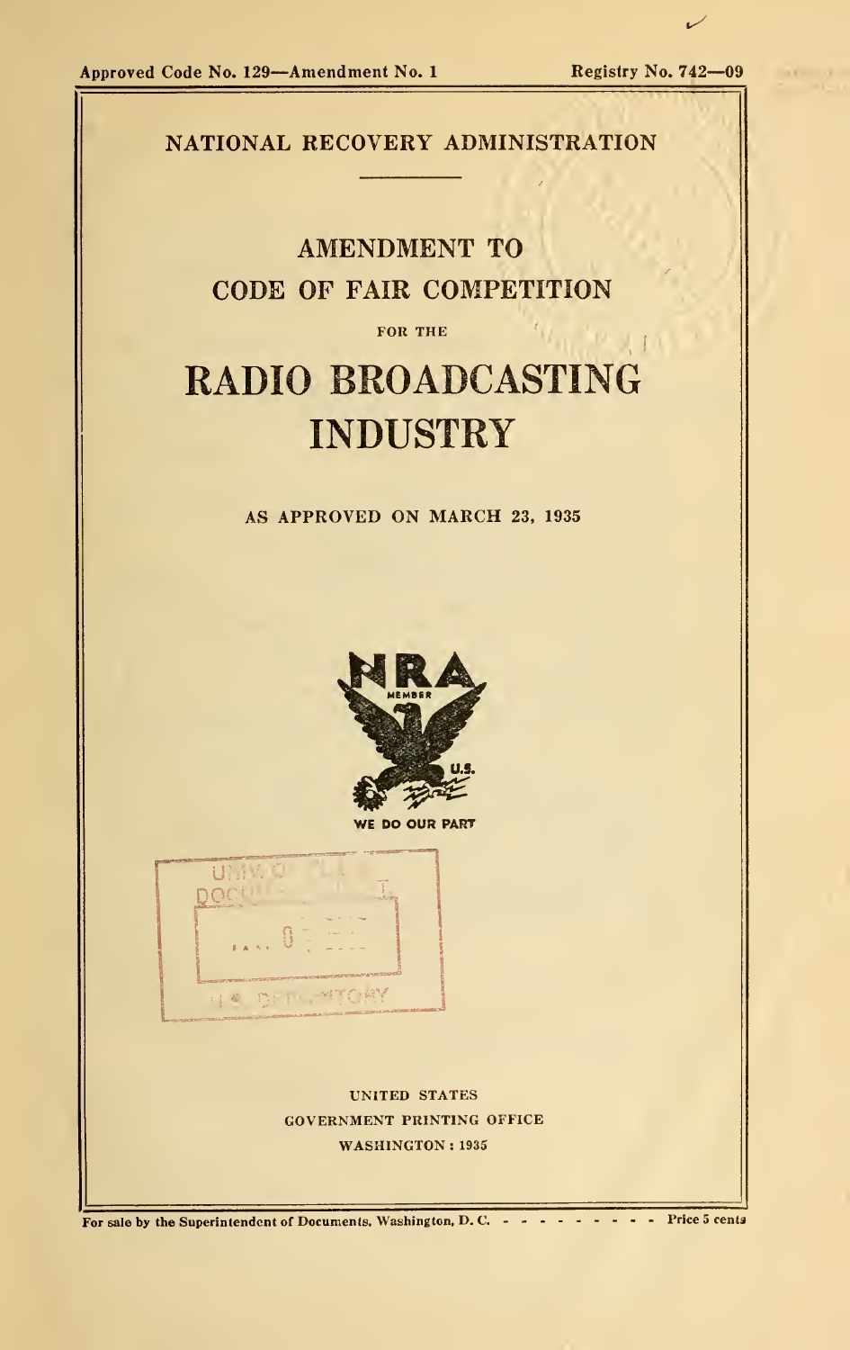Approved Code No. 129—Amendment No. 1

Registry No. 742—09

NATIONAL RECOVERY ADMINISTRATION

# AMENDMENT TO CODE OF FAIR COMPETITION

FOR THE

# RADIO BROADCASTING INDUSTRY

AS APPROVED ON MARCH 23, 1935

NRA MEMBER U.S. WE DO OUR PART

UNITED STATES
GOVERNMENT PRINTING OFFICE
WASHINGTON : 1935

For sale by the Superintendent of Documents, Washington, D. C. - - - - - - - - - Price 5 cents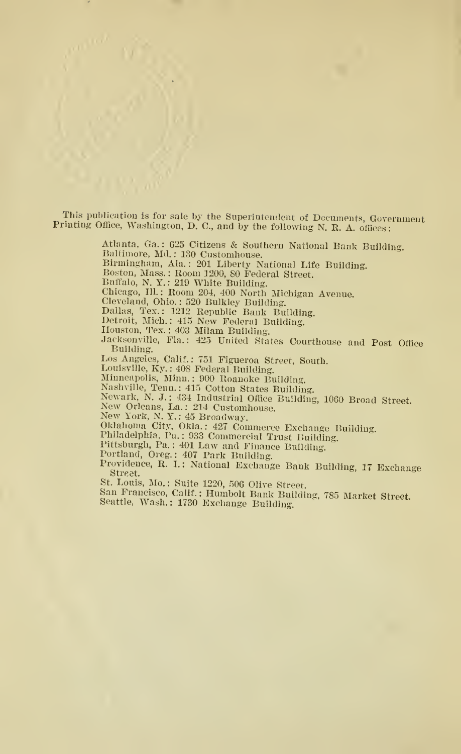This publication is for sale by the Superintendent of Documents, Government Printing Office, Washington, D. C., and by the following N. R. A. offices:

- Atlanta, Ga.: 625 Citizens & Southern National Bank Building.
- Baltimore, Md.: 130 Customhouse.
- Birmingham, Ala.: 201 Liberty National Life Building.
- Boston, Mass.: Room 1200, 80 Federal Street.
- Buffalo, N. Y.: 219 White Building.
- Chicago, Ill.: Room 204, 400 North Michigan Avenue.
- Cleveland, Ohio.: 520 Bulkley Building.
- Dallas, Tex.: 1212 Republic Bank Building.
- Detroit, Mich.: 415 New Federal Building.
- Houston, Tex.: 403 Milam Building.
- Jacksonville, Fla.: 425 United States Courthouse and Post Office Building.
- Los Angeles, Calif.: 751 Figueroa Street, South.
- Louisville, Ky.: 408 Federal Building.
- Minneapolis, Minn.: 900 Roanoke Building.
- Nashville, Tenn.: 415 Cotton States Building.
- Newark, N. J.: 434 Industrial Office Building, 1060 Broad Street.
- New Orleans, La.: 214 Customhouse.
- New York, N. Y.: 45 Broadway.
- Oklahoma City, Okla.: 427 Commerce Exchange Building.
- Philadelphia, Pa.: 933 Commercial Trust Building.
- Pittsburgh, Pa.: 401 Law and Finance Building.
- Portland, Oreg.: 407 Park Building.
- Providence, R. I.: National Exchange Bank Building, 17 Exchange Street.
- St. Louis, Mo.: Suite 1220, 506 Olive Street.
- San Francisco, Calif.: Humbolt Bank Building, 785 Market Street.
- Seattle, Wash.: 1730 Exchange Building.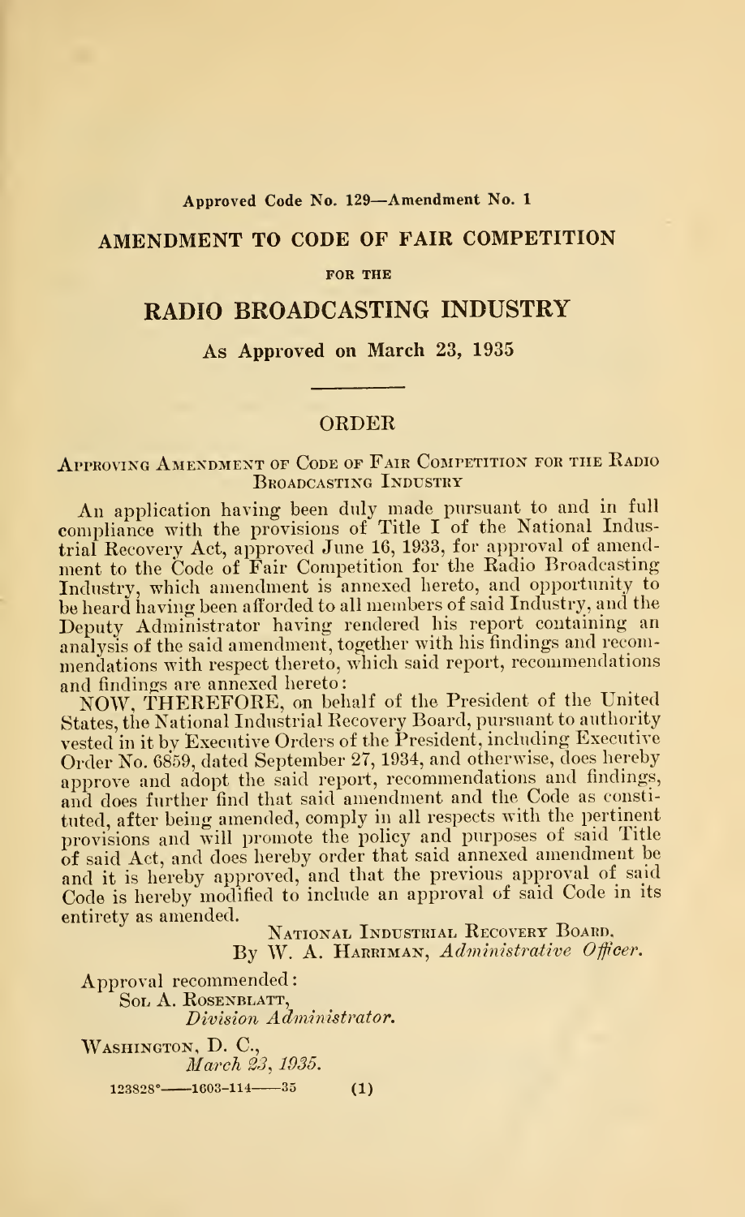Approved Code No. 129—Amendment No. 1

# AMENDMENT TO CODE OF FAIR COMPETITION

FOR THE

# RADIO BROADCASTING INDUSTRY

### As Approved on March 23, 1935

---

## ORDER

Approving Amendment of Code of Fair Competition for the Radio Broadcasting Industry

An application having been duly made pursuant to and in full compliance with the provisions of Title I of the National Industrial Recovery Act, approved June 16, 1933, for approval of amendment to the Code of Fair Competition for the Radio Broadcasting Industry, which amendment is annexed hereto, and opportunity to be heard having been afforded to all members of said Industry, and the Deputy Administrator having rendered his report containing an analysis of the said amendment, together with his findings and recommendations with respect thereto, which said report, recommendations and findings are annexed hereto:

NOW, THEREFORE, on behalf of the President of the United States, the National Industrial Recovery Board, pursuant to authority vested in it by Executive Orders of the President, including Executive Order No. 6859, dated September 27, 1934, and otherwise, does hereby approve and adopt the said report, recommendations and findings, and does further find that said amendment and the Code as constituted, after being amended, comply in all respects with the pertinent provisions and will promote the policy and purposes of said Title of said Act, and does hereby order that said annexed amendment be and it is hereby approved, and that the previous approval of said Code is hereby modified to include an approval of said Code in its entirety as amended.

National Industrial Recovery Board,
By W. A. Harriman, *Administrative Officer.*

Approval recommended:
Sol A. Rosenblatt,
*Division Administrator.*

Washington, D. C.,
*March 23, 1935.*

123828°——1603-114——35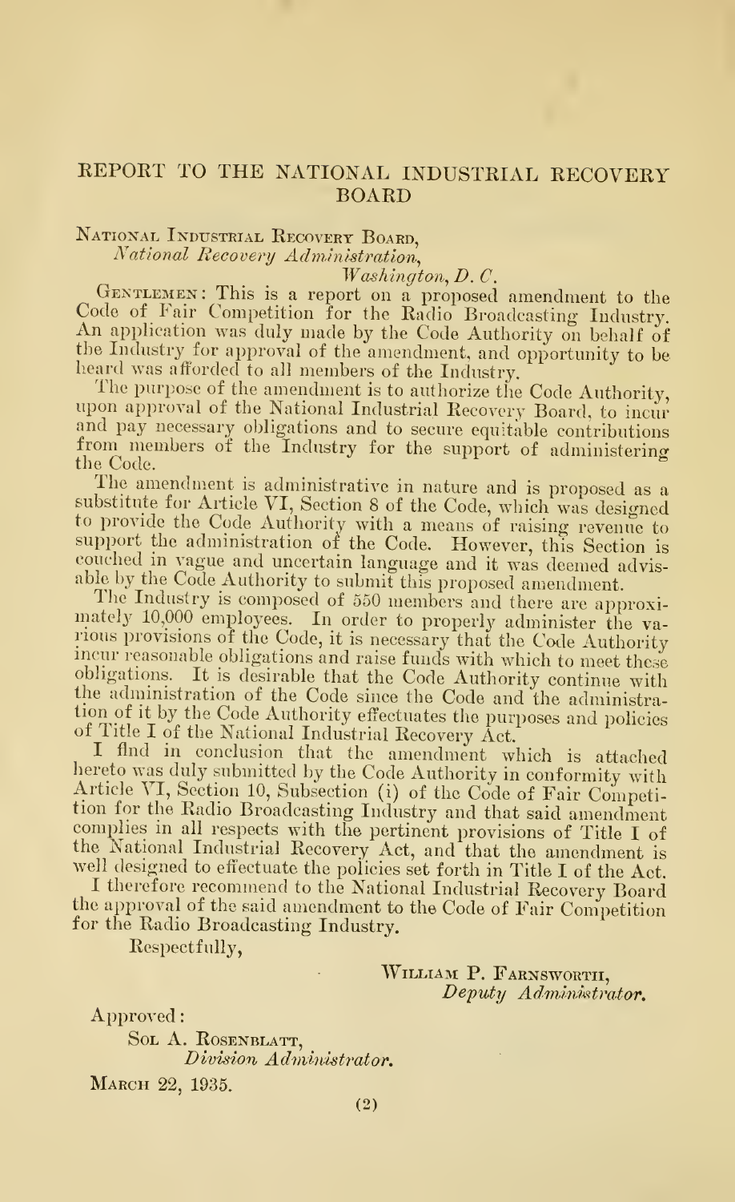# REPORT TO THE NATIONAL INDUSTRIAL RECOVERY BOARD

National Industrial Recovery Board,
*National Recovery Administration,*
*Washington, D. C.*

Gentlemen: This is a report on a proposed amendment to the Code of Fair Competition for the Radio Broadcasting Industry. An application was duly made by the Code Authority on behalf of the Industry for approval of the amendment, and opportunity to be heard was afforded to all members of the Industry.

The purpose of the amendment is to authorize the Code Authority, upon approval of the National Industrial Recovery Board, to incur and pay necessary obligations and to secure equitable contributions from members of the Industry for the support of administering the Code.

The amendment is administrative in nature and is proposed as a substitute for Article VI, Section 8 of the Code, which was designed to provide the Code Authority with a means of raising revenue to support the administration of the Code. However, this Section is couched in vague and uncertain language and it was deemed advisable by the Code Authority to submit this proposed amendment.

The Industry is composed of 550 members and there are approximately 10,000 employees. In order to properly administer the various provisions of the Code, it is necessary that the Code Authority incur reasonable obligations and raise funds with which to meet these obligations. It is desirable that the Code Authority continue with the administration of the Code since the Code and the administration of it by the Code Authority effectuates the purposes and policies of Title I of the National Industrial Recovery Act.

I find in conclusion that the amendment which is attached hereto was duly submitted by the Code Authority in conformity with Article VI, Section 10, Subsection (i) of the Code of Fair Competition for the Radio Broadcasting Industry and that said amendment complies in all respects with the pertinent provisions of Title I of the National Industrial Recovery Act, and that the amendment is well designed to effectuate the policies set forth in Title I of the Act.

I therefore recommend to the National Industrial Recovery Board the approval of the said amendment to the Code of Fair Competition for the Radio Broadcasting Industry.

Respectfully,

William P. Farnsworth,
*Deputy Administrator.*

Approved:

Sol A. Rosenblatt,
*Division Administrator.*

March 22, 1935.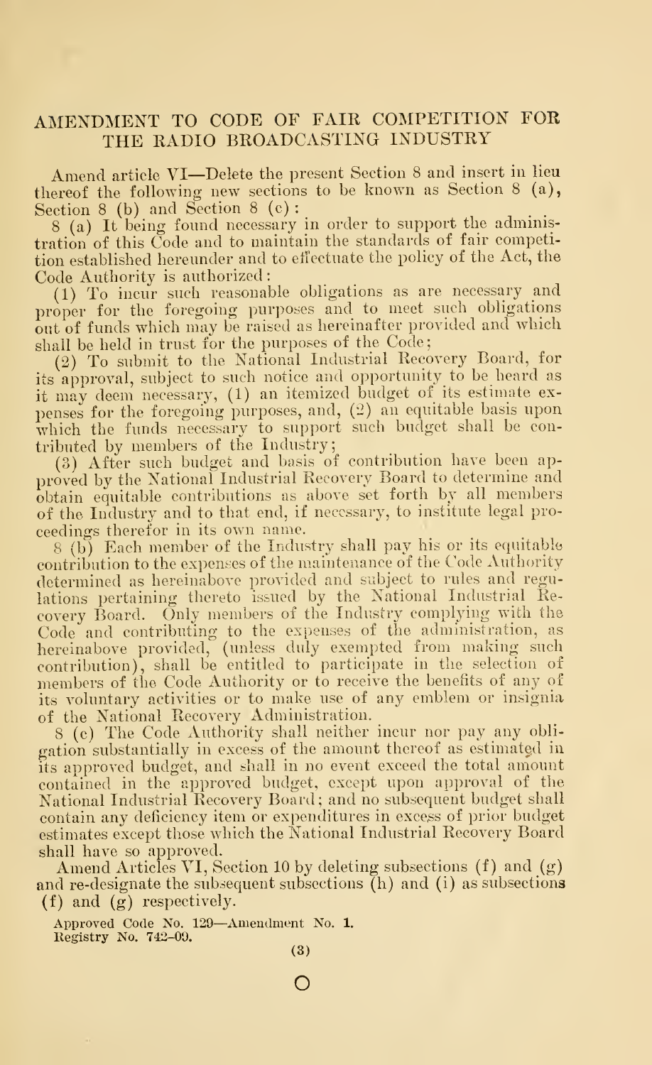## AMENDMENT TO CODE OF FAIR COMPETITION FOR THE RADIO BROADCASTING INDUSTRY

Amend article VI—Delete the present Section 8 and insert in lieu thereof the following new sections to be known as Section 8 (a), Section 8 (b) and Section 8 (c):

8 (a) It being found necessary in order to support the administration of this Code and to maintain the standards of fair competition established hereunder and to effectuate the policy of the Act, the Code Authority is authorized:

(1) To incur such reasonable obligations as are necessary and proper for the foregoing purposes and to meet such obligations out of funds which may be raised as hereinafter provided and which shall be held in trust for the purposes of the Code;

(2) To submit to the National Industrial Recovery Board, for its approval, subject to such notice and opportunity to be heard as it may deem necessary, (1) an itemized budget of its estimate expenses for the foregoing purposes, and, (2) an equitable basis upon which the funds necessary to support such budget shall be contributed by members of the Industry;

(3) After such budget and basis of contribution have been approved by the National Industrial Recovery Board to determine and obtain equitable contributions as above set forth by all members of the Industry and to that end, if necessary, to institute legal proceedings therefor in its own name.

8 (b) Each member of the Industry shall pay his or its equitable contribution to the expenses of the maintenance of the Code Authority determined as hereinabove provided and subject to rules and regulations pertaining thereto issued by the National Industrial Recovery Board. Only members of the Industry complying with the Code and contributing to the expenses of the administration, as hereinabove provided, (unless duly exempted from making such contribution), shall be entitled to participate in the selection of members of the Code Authority or to receive the benefits of any of its voluntary activities or to make use of any emblem or insignia of the National Recovery Administration.

8 (c) The Code Authority shall neither incur nor pay any obligation substantially in excess of the amount thereof as estimated in its approved budget, and shall in no event exceed the total amount contained in the approved budget, except upon approval of the National Industrial Recovery Board; and no subsequent budget shall contain any deficiency item or expenditures in excess of prior budget estimates except those which the National Industrial Recovery Board shall have so approved.

Amend Articles VI, Section 10 by deleting subsections (f) and (g) and re-designate the subsequent subsections (h) and (i) as subsections (f) and (g) respectively.

Approved Code No. 129—Amendment No. 1.
Registry No. 742-09.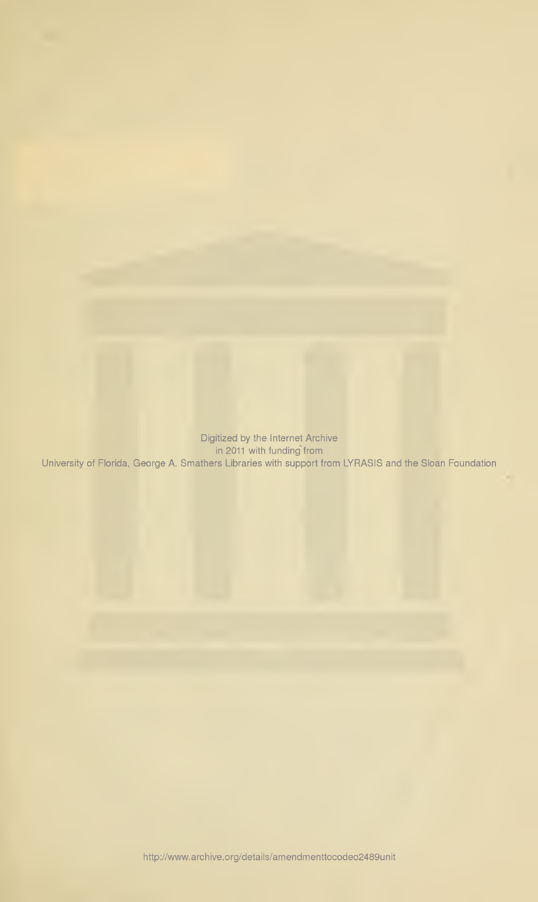Digitized by the Internet Archive
in 2011 with funding from
University of Florida, George A. Smathers Libraries with support from LYRASIS and the Sloan Foundation

http://www.archive.org/details/amendmenttocodeo2489unit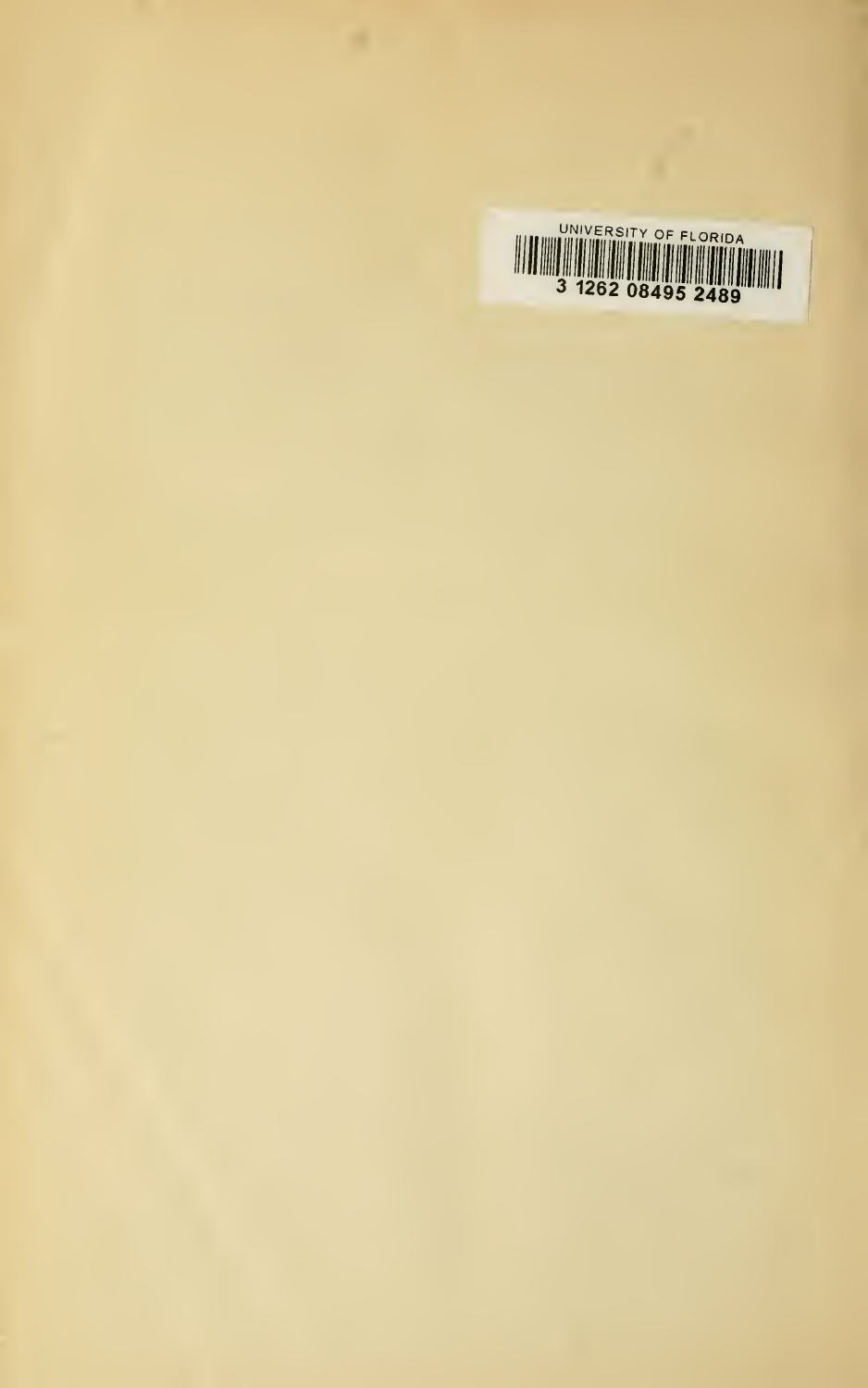UNIVERSITY OF FLORIDA

3 1262 08495 2489